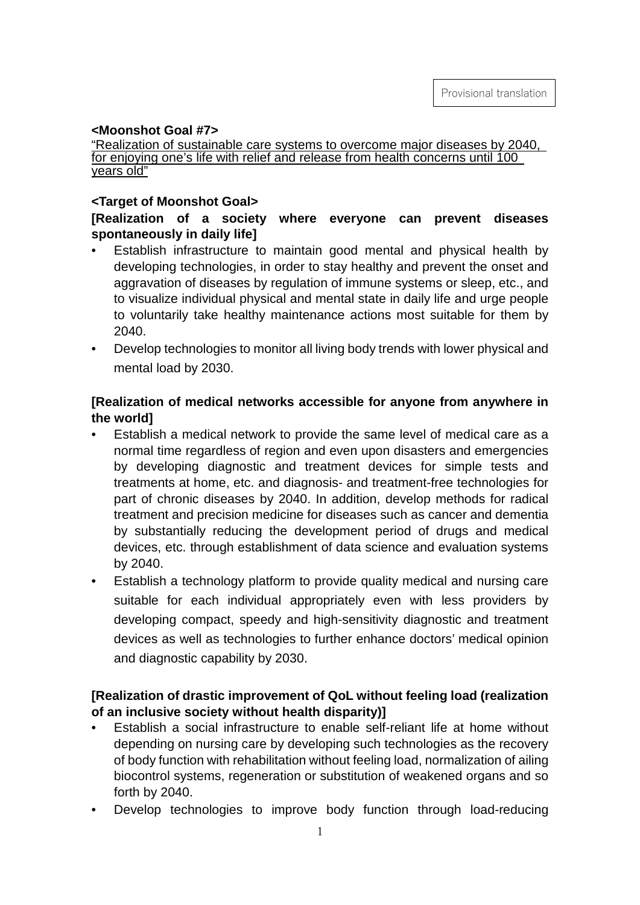Provisional translation

**<Moonshot Goal #7>**

"Realization of sustainable care systems to overcome major diseases by 2040, for enjoying one's life with relief and release from health concerns until 100 years old"

**<Target of Moonshot Goal>**

**[Realization of a society where everyone can prevent diseases spontaneously in daily life]**

- Establish infrastructure to maintain good mental and physical health by developing technologies, in order to stay healthy and prevent the onset and aggravation of diseases by regulation of immune systems or sleep, etc., and to visualize individual physical and mental state in daily life and urge people to voluntarily take healthy maintenance actions most suitable for them by 2040.
- Develop technologies to monitor all living body trends with lower physical and mental load by 2030.

**[Realization of medical networks accessible for anyone from anywhere in the world]**

- Establish a medical network to provide the same level of medical care as a normal time regardless of region and even upon disasters and emergencies by developing diagnostic and treatment devices for simple tests and treatments at home, etc. and diagnosis- and treatment-free technologies for part of chronic diseases by 2040. In addition, develop methods for radical treatment and precision medicine for diseases such as cancer and dementia by substantially reducing the development period of drugs and medical devices, etc. through establishment of data science and evaluation systems by 2040.
- Establish a technology platform to provide quality medical and nursing care suitable for each individual appropriately even with less providers by developing compact, speedy and high-sensitivity diagnostic and treatment devices as well as technologies to further enhance doctors' medical opinion and diagnostic capability by 2030.

**[Realization of drastic improvement of QoL without feeling load (realization of an inclusive society without health disparity)]**

- Establish a social infrastructure to enable self-reliant life at home without depending on nursing care by developing such technologies as the recovery of body function with rehabilitation without feeling load, normalization of ailing biocontrol systems, regeneration or substitution of weakened organs and so forth by 2040.
- Develop technologies to improve body function through load-reducing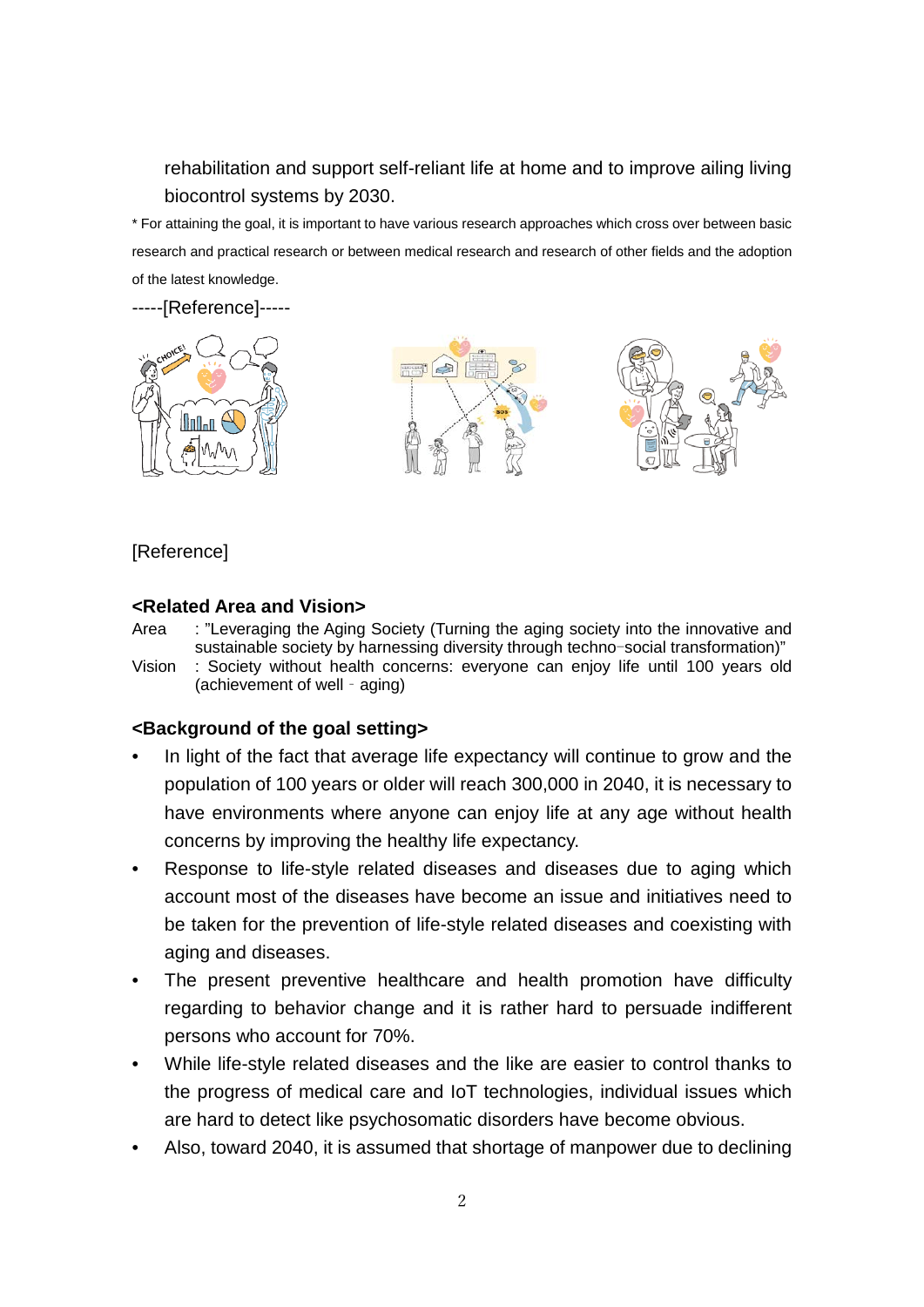rehabilitation and support self-reliant life at home and to improve ailing living biocontrol systems by 2030.

* For attaining the goal, it is important to have various research approaches which cross over between basic research and practical research or between medical research and research of other fields and the adoption of the latest knowledge.

-----[Reference]-----

[Reference]

**<Related Area and Vision>**

Area : "Leveraging the Aging Society (Turning the aging society into the innovative and sustainable society by harnessing diversity through techno-social transformation)"

Vision : Society without health concerns: everyone can enjoy life until 100 years old (achievement of well - aging)

**<Background of the goal setting>**

- In light of the fact that average life expectancy will continue to grow and the population of 100 years or older will reach 300,000 in 2040, it is necessary to have environments where anyone can enjoy life at any age without health concerns by improving the healthy life expectancy.
- Response to life-style related diseases and diseases due to aging which account most of the diseases have become an issue and initiatives need to be taken for the prevention of life-style related diseases and coexisting with aging and diseases.
- The present preventive healthcare and health promotion have difficulty regarding to behavior change and it is rather hard to persuade indifferent persons who account for 70%.
- While life-style related diseases and the like are easier to control thanks to the progress of medical care and IoT technologies, individual issues which are hard to detect like psychosomatic disorders have become obvious.
- Also, toward 2040, it is assumed that shortage of manpower due to declining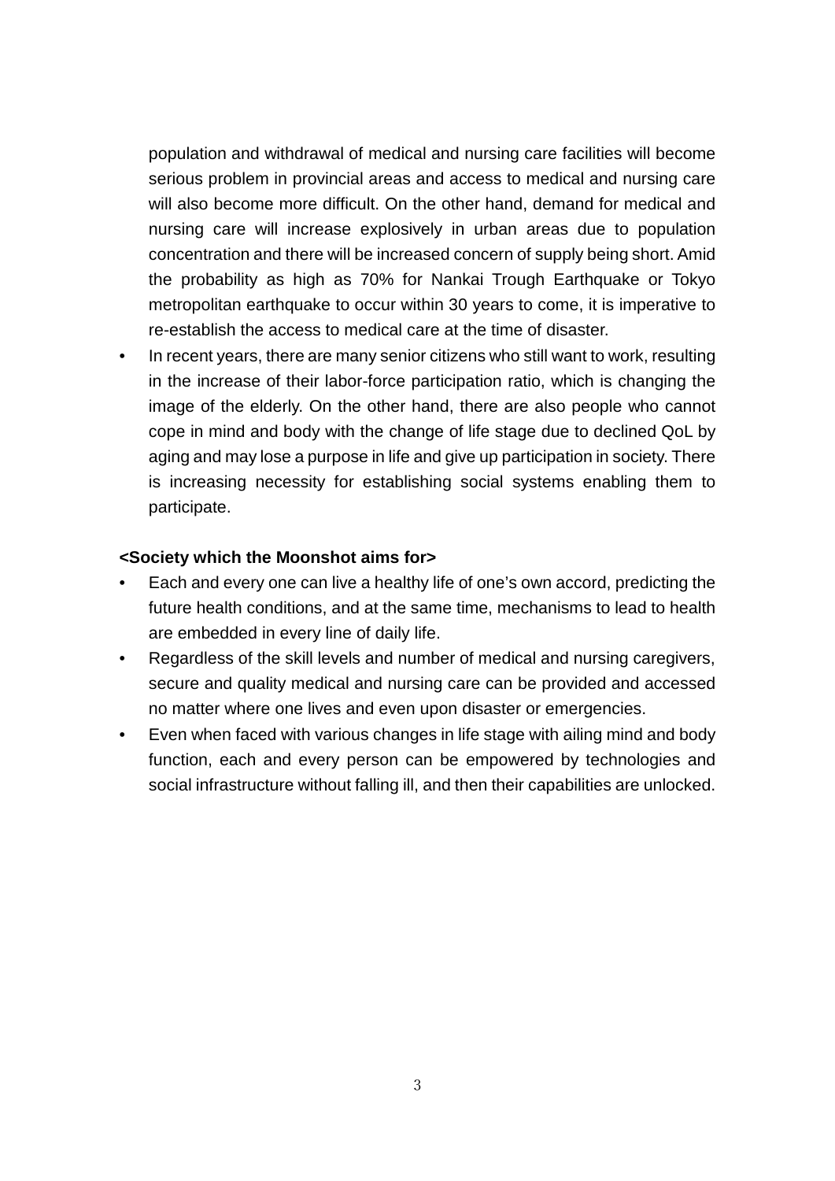population and withdrawal of medical and nursing care facilities will become serious problem in provincial areas and access to medical and nursing care will also become more difficult. On the other hand, demand for medical and nursing care will increase explosively in urban areas due to population concentration and there will be increased concern of supply being short. Amid the probability as high as 70% for Nankai Trough Earthquake or Tokyo metropolitan earthquake to occur within 30 years to come, it is imperative to re-establish the access to medical care at the time of disaster.

- In recent years, there are many senior citizens who still want to work, resulting in the increase of their labor-force participation ratio, which is changing the image of the elderly. On the other hand, there are also people who cannot cope in mind and body with the change of life stage due to declined QoL by aging and may lose a purpose in life and give up participation in society. There is increasing necessity for establishing social systems enabling them to participate.

**<Society which the Moonshot aims for>**

- Each and every one can live a healthy life of one's own accord, predicting the future health conditions, and at the same time, mechanisms to lead to health are embedded in every line of daily life.
- Regardless of the skill levels and number of medical and nursing caregivers, secure and quality medical and nursing care can be provided and accessed no matter where one lives and even upon disaster or emergencies.
- Even when faced with various changes in life stage with ailing mind and body function, each and every person can be empowered by technologies and social infrastructure without falling ill, and then their capabilities are unlocked.